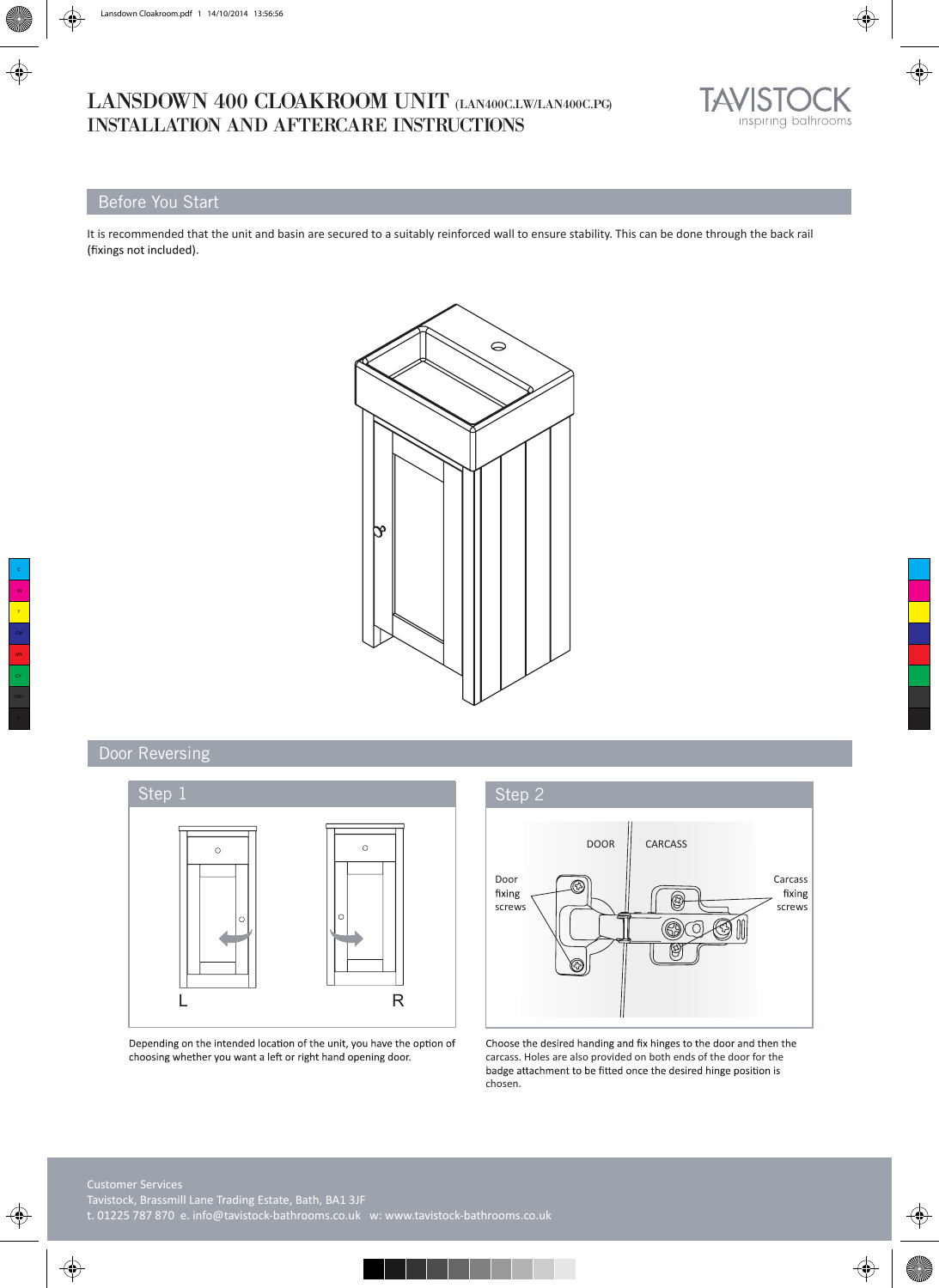# LANSDOWN 400 CLOAKROOM UNIT (LAN400C.LW/LAN400C.PG)
# INSTALLATION AND AFTERCARE INSTRUCTIONS

TAVISTOCK
inspiring bathrooms

## Before You Start

It is recommended that the unit and basin are secured to a suitably reinforced wall to ensure stability. This can be done through the back rail (fixings not included).

## Door Reversing

### Step 1

L R

Depending on the intended location of the unit, you have the option of choosing whether you want a left or right hand opening door.

### Step 2

DOOR CARCASS

Door fixing screws

Carcass fixing screws

Choose the desired handing and fix hinges to the door and then the carcass. Holes are also provided on both ends of the door for the badge attachment to be fitted once the desired hinge position is chosen.

Customer Services
Tavistock, Brassmill Lane Trading Estate, Bath, BA1 3JF
t. 01225 787 870 e. info@tavistock-bathrooms.co.uk w: www.tavistock-bathrooms.co.uk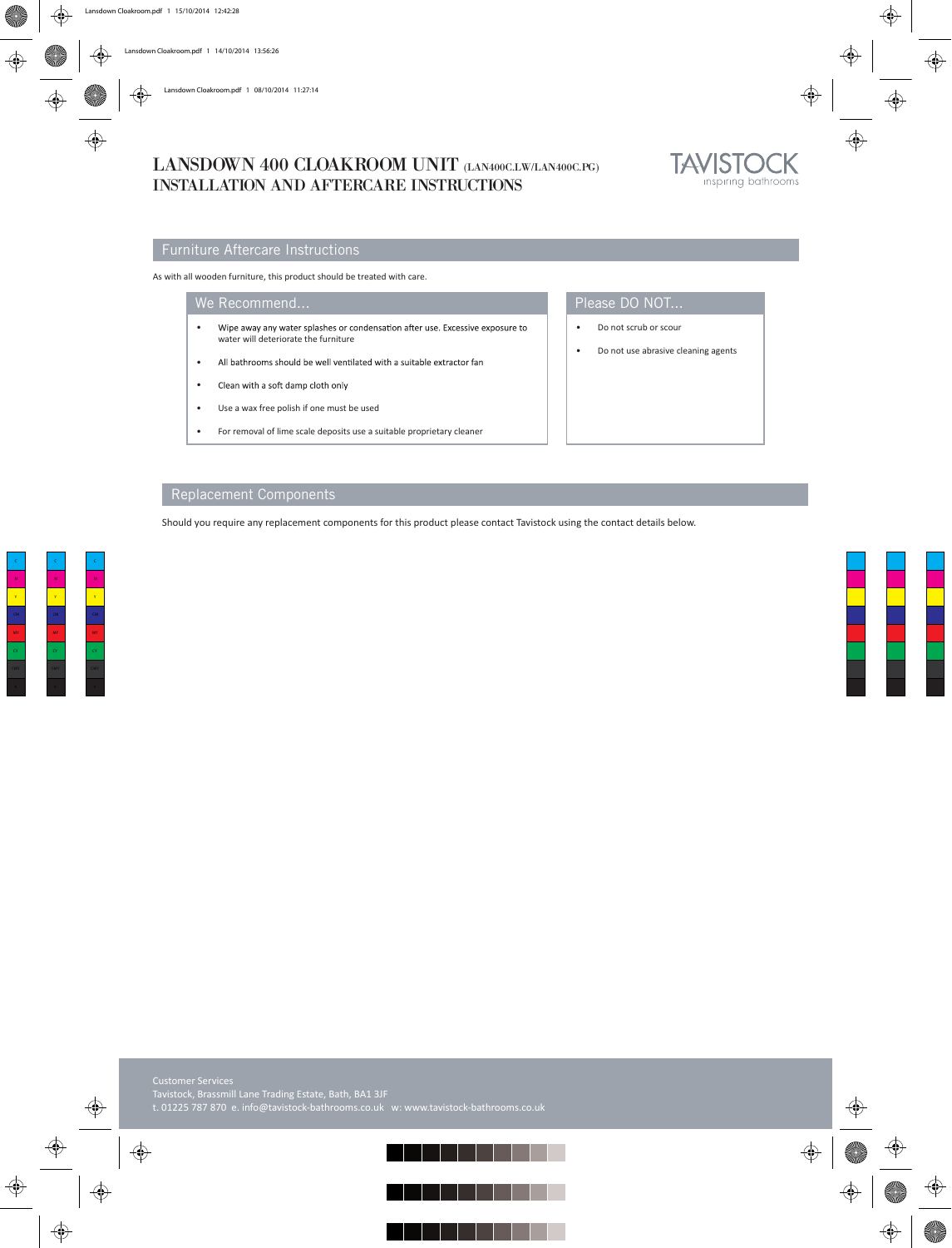# LANSDOWN 400 CLOAKROOM UNIT (LAN400C.LW/LAN400C.PG) INSTALLATION AND AFTERCARE INSTRUCTIONS

TAVISTOCK
inspiring bathrooms

## Furniture Aftercare Instructions

As with all wooden furniture, this product should be treated with care.

### We Recommend...

- Wipe away any water splashes or condensation after use. Excessive exposure to water will deteriorate the furniture
- All bathrooms should be well ventilated with a suitable extractor fan
- Clean with a soft damp cloth only
- Use a wax free polish if one must be used
- For removal of lime scale deposits use a suitable proprietary cleaner

### Please DO NOT...

- Do not scrub or scour
- Do not use abrasive cleaning agents

## Replacement Components

Should you require any replacement components for this product please contact Tavistock using the contact details below.

Customer Services
Tavistock, Brassmill Lane Trading Estate, Bath, BA1 3JF
t. 01225 787 870 e. info@tavistock-bathrooms.co.uk w: www.tavistock-bathrooms.co.uk